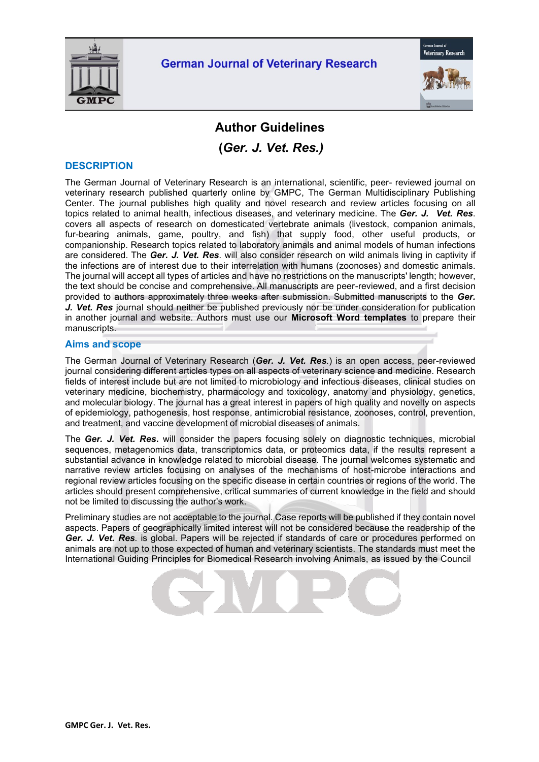# German Journal of Veterinary Research

## Author Guidelines

## (*Ger. J. Vet. Res.)*

### DESCRIPTION

The German Journal of Veterinary Research is an international, scientific, peer- reviewed journal on veterinary research published quarterly online by GMPC, The German Multidisciplinary Publishing Center. The journal publishes high quality and novel research and review articles focusing on all topics related to animal health, infectious diseases, and veterinary medicine. The ***Ger. J. Vet. Res***. covers all aspects of research on domesticated vertebrate animals (livestock, companion animals, fur-bearing animals, game, poultry, and fish) that supply food, other useful products, or companionship. Research topics related to laboratory animals and animal models of human infections are considered. The ***Ger. J. Vet. Res***. will also consider research on wild animals living in captivity if the infections are of interest due to their interrelation with humans (zoonoses) and domestic animals. The journal will accept all types of articles and have no restrictions on the manuscripts' length; however, the text should be concise and comprehensive. All manuscripts are peer-reviewed, and a first decision provided to authors approximately three weeks after submission. Submitted manuscripts to the ***Ger. J. Vet. Res*** journal should neither be published previously nor be under consideration for publication in another journal and website. Authors must use our **Microsoft Word templates** to prepare their manuscripts.

### Aims and scope

The German Journal of Veterinary Research (***Ger. J. Vet. Res***.) is an open access, peer-reviewed journal considering different articles types on all aspects of veterinary science and medicine. Research fields of interest include but are not limited to microbiology and infectious diseases, clinical studies on veterinary medicine, biochemistry, pharmacology and toxicology, anatomy and physiology, genetics, and molecular biology. The journal has a great interest in papers of high quality and novelty on aspects of epidemiology, pathogenesis, host response, antimicrobial resistance, zoonoses, control, prevention, and treatment, and vaccine development of microbial diseases of animals.

The ***Ger. J. Vet. Res***. will consider the papers focusing solely on diagnostic techniques, microbial sequences, metagenomics data, transcriptomics data, or proteomics data, if the results represent a substantial advance in knowledge related to microbial disease. The journal welcomes systematic and narrative review articles focusing on analyses of the mechanisms of host-microbe interactions and regional review articles focusing on the specific disease in certain countries or regions of the world. The articles should present comprehensive, critical summaries of current knowledge in the field and should not be limited to discussing the author's work.

Preliminary studies are not acceptable to the journal. Case reports will be published if they contain novel aspects. Papers of geographically limited interest will not be considered because the readership of the ***Ger. J. Vet. Res***. is global. Papers will be rejected if standards of care or procedures performed on animals are not up to those expected of human and veterinary scientists. The standards must meet the International Guiding Principles for Biomedical Research involving Animals, as issued by the Council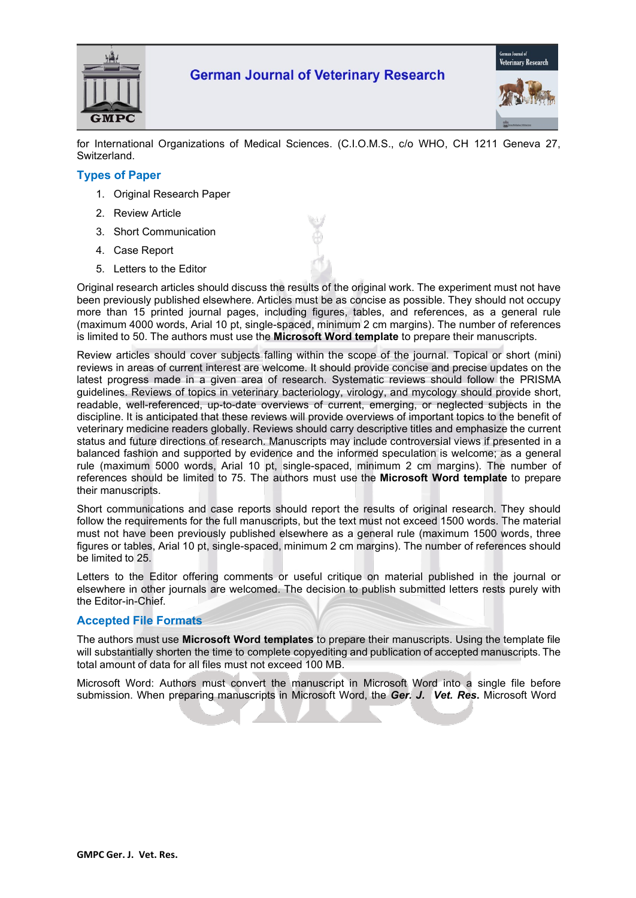for International Organizations of Medical Sciences. (C.I.O.M.S., c/o WHO, CH 1211 Geneva 27, Switzerland.

## Types of Paper

1. Original Research Paper
2. Review Article
3. Short Communication
4. Case Report
5. Letters to the Editor

Original research articles should discuss the results of the original work. The experiment must not have been previously published elsewhere. Articles must be as concise as possible. They should not occupy more than 15 printed journal pages, including figures, tables, and references, as a general rule (maximum 4000 words, Arial 10 pt, single-spaced, minimum 2 cm margins). The number of references is limited to 50. The authors must use the **Microsoft Word template** to prepare their manuscripts.

Review articles should cover subjects falling within the scope of the journal. Topical or short (mini) reviews in areas of current interest are welcome. It should provide concise and precise updates on the latest progress made in a given area of research. Systematic reviews should follow the PRISMA guidelines. Reviews of topics in veterinary bacteriology, virology, and mycology should provide short, readable, well-referenced, up-to-date overviews of current, emerging, or neglected subjects in the discipline. It is anticipated that these reviews will provide overviews of important topics to the benefit of veterinary medicine readers globally. Reviews should carry descriptive titles and emphasize the current status and future directions of research. Manuscripts may include controversial views if presented in a balanced fashion and supported by evidence and the informed speculation is welcome; as a general rule (maximum 5000 words, Arial 10 pt, single-spaced, minimum 2 cm margins). The number of references should be limited to 75. The authors must use the **Microsoft Word template** to prepare their manuscripts.

Short communications and case reports should report the results of original research. They should follow the requirements for the full manuscripts, but the text must not exceed 1500 words. The material must not have been previously published elsewhere as a general rule (maximum 1500 words, three figures or tables, Arial 10 pt, single-spaced, minimum 2 cm margins). The number of references should be limited to 25.

Letters to the Editor offering comments or useful critique on material published in the journal or elsewhere in other journals are welcomed. The decision to publish submitted letters rests purely with the Editor-in-Chief.

## Accepted File Formats

The authors must use **Microsoft Word templates** to prepare their manuscripts. Using the template file will substantially shorten the time to complete copyediting and publication of accepted manuscripts. The total amount of data for all files must not exceed 100 MB.

Microsoft Word: Authors must convert the manuscript in Microsoft Word into a single file before submission. When preparing manuscripts in Microsoft Word, the ***Ger. J. Vet. Res*.** Microsoft Word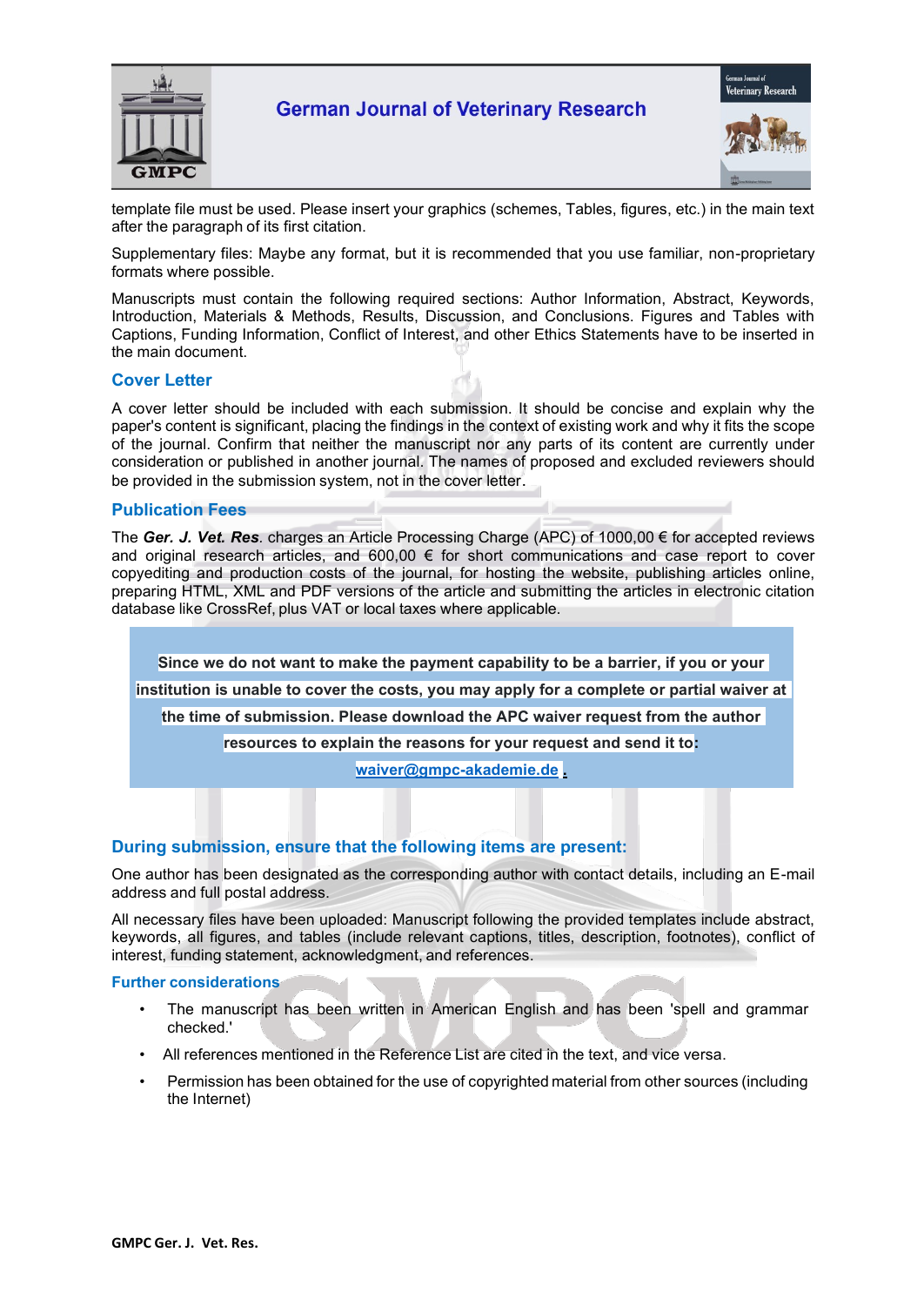template file must be used. Please insert your graphics (schemes, Tables, figures, etc.) in the main text after the paragraph of its first citation.

Supplementary files: Maybe any format, but it is recommended that you use familiar, non-proprietary formats where possible.

Manuscripts must contain the following required sections: Author Information, Abstract, Keywords, Introduction, Materials & Methods, Results, Discussion, and Conclusions. Figures and Tables with Captions, Funding Information, Conflict of Interest, and other Ethics Statements have to be inserted in the main document.

## Cover Letter

A cover letter should be included with each submission. It should be concise and explain why the paper's content is significant, placing the findings in the context of existing work and why it fits the scope of the journal. Confirm that neither the manuscript nor any parts of its content are currently under consideration or published in another journal. The names of proposed and excluded reviewers should be provided in the submission system, not in the cover letter.

## Publication Fees

The ***Ger. J. Vet. Res***. charges an Article Processing Charge (APC) of 1000,00 € for accepted reviews and original research articles, and 600,00 € for short communications and case report to cover copyediting and production costs of the journal, for hosting the website, publishing articles online, preparing HTML, XML and PDF versions of the article and submitting the articles in electronic citation database like CrossRef, plus VAT or local taxes where applicable.

**Since we do not want to make the payment capability to be a barrier, if you or your institution is unable to cover the costs, you may apply for a complete or partial waiver at the time of submission. Please download the APC waiver request from the author resources to explain the reasons for your request and send it to: waiver@gmpc-akademie.de .**

## During submission, ensure that the following items are present:

One author has been designated as the corresponding author with contact details, including an E-mail address and full postal address.

All necessary files have been uploaded: Manuscript following the provided templates include abstract, keywords, all figures, and tables (include relevant captions, titles, description, footnotes), conflict of interest, funding statement, acknowledgment, and references.

### Further considerations

- The manuscript has been written in American English and has been 'spell and grammar checked.'
- All references mentioned in the Reference List are cited in the text, and vice versa.
- Permission has been obtained for the use of copyrighted material from other sources (including the Internet)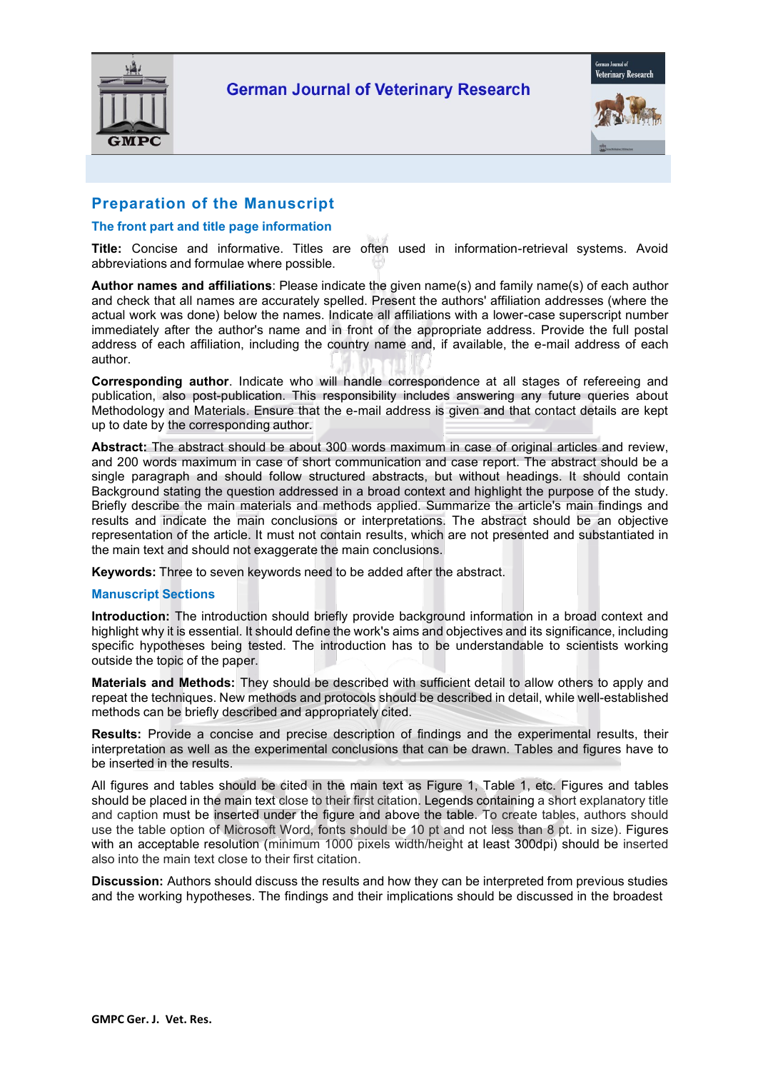## Preparation of the Manuscript

### The front part and title page information

**Title:** Concise and informative. Titles are often used in information-retrieval systems. Avoid abbreviations and formulae where possible.

**Author names and affiliations**: Please indicate the given name(s) and family name(s) of each author and check that all names are accurately spelled. Present the authors' affiliation addresses (where the actual work was done) below the names. Indicate all affiliations with a lower-case superscript number immediately after the author's name and in front of the appropriate address. Provide the full postal address of each affiliation, including the country name and, if available, the e-mail address of each author.

**Corresponding author**. Indicate who will handle correspondence at all stages of refereeing and publication, also post-publication. This responsibility includes answering any future queries about Methodology and Materials. Ensure that the e-mail address is given and that contact details are kept up to date by the corresponding author.

**Abstract:** The abstract should be about 300 words maximum in case of original articles and review, and 200 words maximum in case of short communication and case report. The abstract should be a single paragraph and should follow structured abstracts, but without headings. It should contain Background stating the question addressed in a broad context and highlight the purpose of the study. Briefly describe the main materials and methods applied. Summarize the article's main findings and results and indicate the main conclusions or interpretations. The abstract should be an objective representation of the article. It must not contain results, which are not presented and substantiated in the main text and should not exaggerate the main conclusions.

**Keywords:** Three to seven keywords need to be added after the abstract.

### Manuscript Sections

**Introduction:** The introduction should briefly provide background information in a broad context and highlight why it is essential. It should define the work's aims and objectives and its significance, including specific hypotheses being tested. The introduction has to be understandable to scientists working outside the topic of the paper.

**Materials and Methods:** They should be described with sufficient detail to allow others to apply and repeat the techniques. New methods and protocols should be described in detail, while well-established methods can be briefly described and appropriately cited.

**Results:** Provide a concise and precise description of findings and the experimental results, their interpretation as well as the experimental conclusions that can be drawn. Tables and figures have to be inserted in the results.

All figures and tables should be cited in the main text as Figure 1, Table 1, etc. Figures and tables should be placed in the main text close to their first citation. Legends containing a short explanatory title and caption must be inserted under the figure and above the table. To create tables, authors should use the table option of Microsoft Word, fonts should be 10 pt and not less than 8 pt. in size). Figures with an acceptable resolution (minimum 1000 pixels width/height at least 300dpi) should be inserted also into the main text close to their first citation.

**Discussion:** Authors should discuss the results and how they can be interpreted from previous studies and the working hypotheses. The findings and their implications should be discussed in the broadest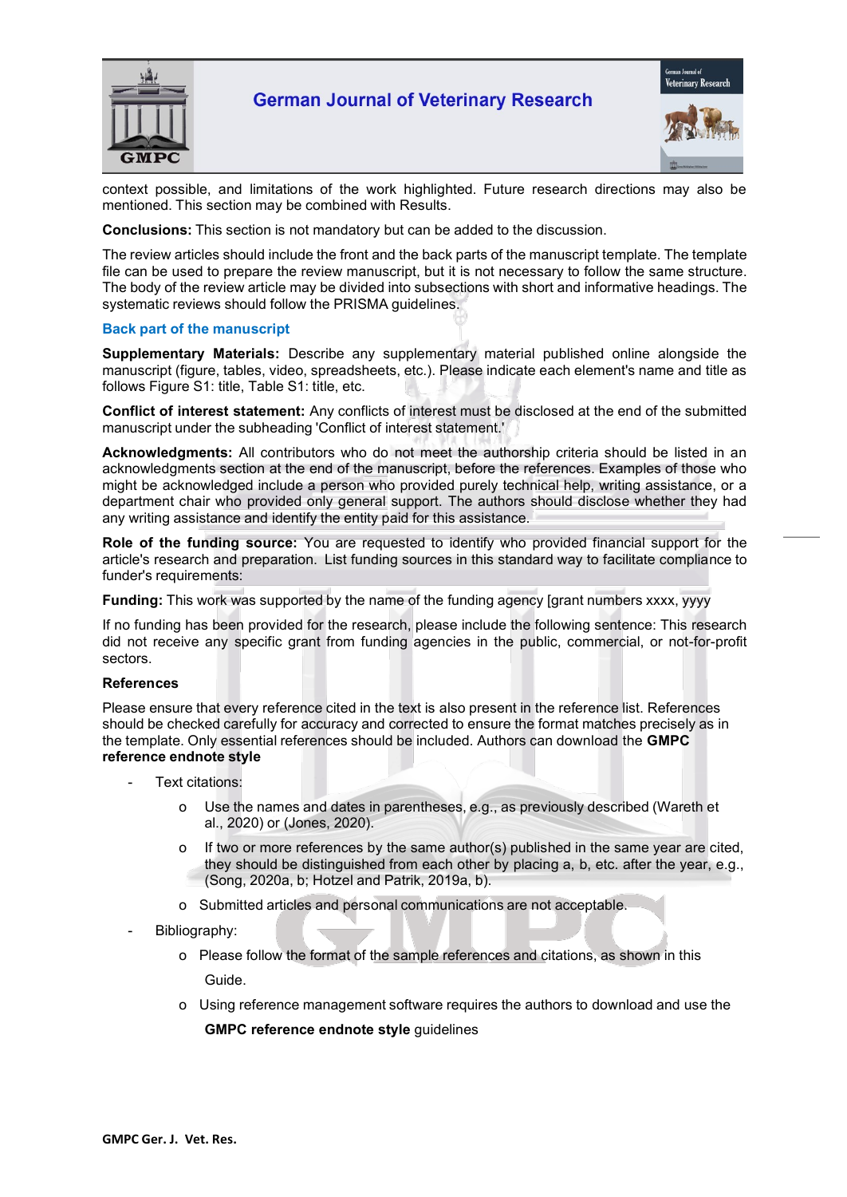context possible, and limitations of the work highlighted. Future research directions may also be mentioned. This section may be combined with Results.

**Conclusions:** This section is not mandatory but can be added to the discussion.

The review articles should include the front and the back parts of the manuscript template. The template file can be used to prepare the review manuscript, but it is not necessary to follow the same structure. The body of the review article may be divided into subsections with short and informative headings. The systematic reviews should follow the PRISMA guidelines.

### Back part of the manuscript

**Supplementary Materials:** Describe any supplementary material published online alongside the manuscript (figure, tables, video, spreadsheets, etc.). Please indicate each element's name and title as follows Figure S1: title, Table S1: title, etc.

**Conflict of interest statement:** Any conflicts of interest must be disclosed at the end of the submitted manuscript under the subheading 'Conflict of interest statement.'

**Acknowledgments:** All contributors who do not meet the authorship criteria should be listed in an acknowledgments section at the end of the manuscript, before the references. Examples of those who might be acknowledged include a person who provided purely technical help, writing assistance, or a department chair who provided only general support. The authors should disclose whether they had any writing assistance and identify the entity paid for this assistance.

**Role of the funding source:** You are requested to identify who provided financial support for the article's research and preparation. List funding sources in this standard way to facilitate compliance to funder's requirements:

**Funding:** This work was supported by the name of the funding agency [grant numbers xxxx, yyyy

If no funding has been provided for the research, please include the following sentence: This research did not receive any specific grant from funding agencies in the public, commercial, or not-for-profit sectors.

**References**

Please ensure that every reference cited in the text is also present in the reference list. References should be checked carefully for accuracy and corrected to ensure the format matches precisely as in the template. Only essential references should be included. Authors can download the **GMPC reference endnote style**

- Text citations:
  - Use the names and dates in parentheses, e.g., as previously described (Wareth et al., 2020) or (Jones, 2020).
  - If two or more references by the same author(s) published in the same year are cited, they should be distinguished from each other by placing a, b, etc. after the year, e.g., (Song, 2020a, b; Hotzel and Patrik, 2019a, b).
  - Submitted articles and personal communications are not acceptable.
- Bibliography:
  - Please follow the format of the sample references and citations, as shown in this Guide.
  - Using reference management software requires the authors to download and use the **GMPC reference endnote style** guidelines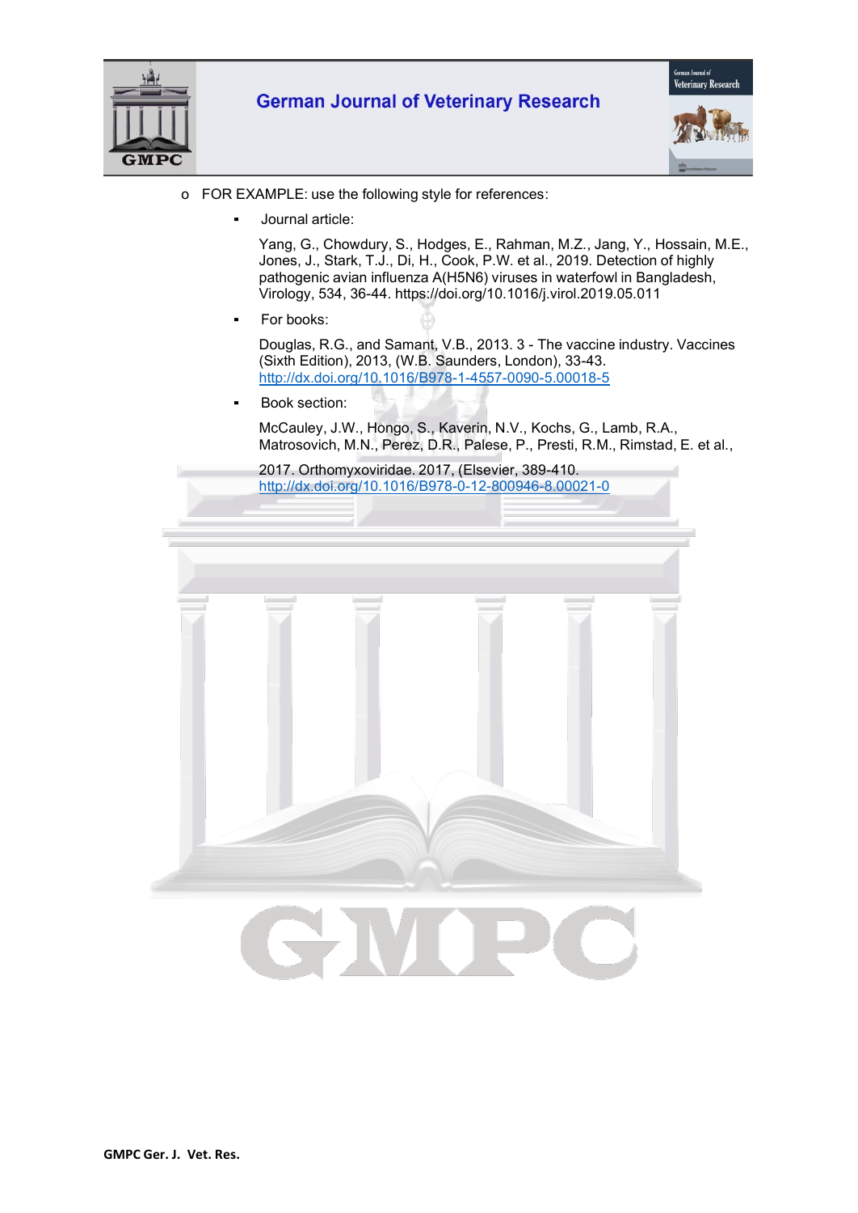- FOR EXAMPLE: use the following style for references:
  - Journal article:

    Yang, G., Chowdury, S., Hodges, E., Rahman, M.Z., Jang, Y., Hossain, M.E., Jones, J., Stark, T.J., Di, H., Cook, P.W. et al., 2019. Detection of highly pathogenic avian influenza A(H5N6) viruses in waterfowl in Bangladesh, Virology, 534, 36-44. https://doi.org/10.1016/j.virol.2019.05.011

  - For books:

    Douglas, R.G., and Samant, V.B., 2013. 3 - The vaccine industry. Vaccines (Sixth Edition), 2013, (W.B. Saunders, London), 33-43. http://dx.doi.org/10.1016/B978-1-4557-0090-5.00018-5

  - Book section:

    McCauley, J.W., Hongo, S., Kaverin, N.V., Kochs, G., Lamb, R.A., Matrosovich, M.N., Perez, D.R., Palese, P., Presti, R.M., Rimstad, E. et al., 2017. Orthomyxoviridae. 2017, (Elsevier, 389-410. http://dx.doi.org/10.1016/B978-0-12-800946-8.00021-0